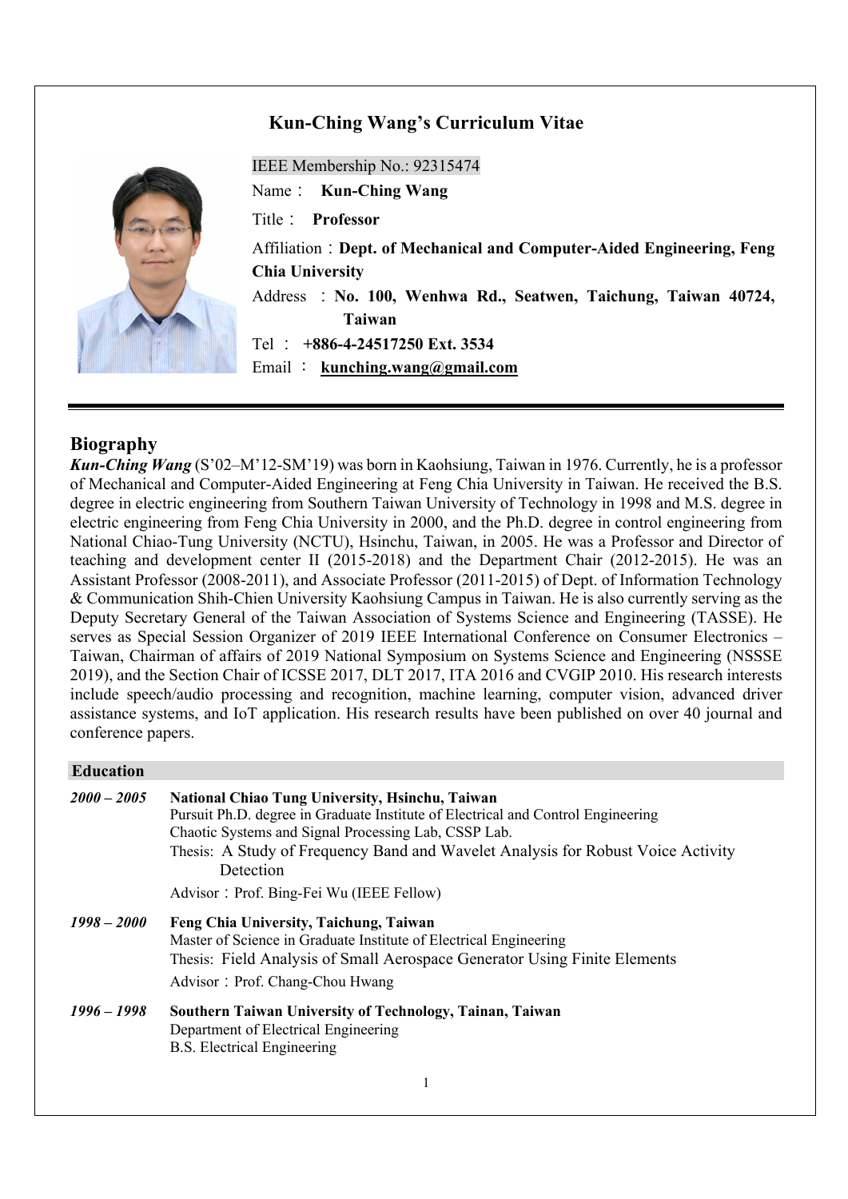# Kun-Ching Wang's Curriculum Vitae

IEEE Membership No.: 92315474

Name： **Kun-Ching Wang**

Title： **Professor**

Affiliation：**Dept. of Mechanical and Computer-Aided Engineering, Feng Chia University**

Address ：**No. 100, Wenhwa Rd., Seatwen, Taichung, Taiwan 40724, Taiwan**

Tel ： **+886-4-24517250 Ext. 3534**

Email ： **kunching.wang@gmail.com**

---

## Biography

***Kun-Ching Wang*** (S'02–M'12-SM'19) was born in Kaohsiung, Taiwan in 1976. Currently, he is a professor of Mechanical and Computer-Aided Engineering at Feng Chia University in Taiwan. He received the B.S. degree in electric engineering from Southern Taiwan University of Technology in 1998 and M.S. degree in electric engineering from Feng Chia University in 2000, and the Ph.D. degree in control engineering from National Chiao-Tung University (NCTU), Hsinchu, Taiwan, in 2005. He was a Professor and Director of teaching and development center II (2015-2018) and the Department Chair (2012-2015). He was an Assistant Professor (2008-2011), and Associate Professor (2011-2015) of Dept. of Information Technology & Communication Shih-Chien University Kaohsiung Campus in Taiwan. He is also currently serving as the Deputy Secretary General of the Taiwan Association of Systems Science and Engineering (TASSE). He serves as Special Session Organizer of 2019 IEEE International Conference on Consumer Electronics – Taiwan, Chairman of affairs of 2019 National Symposium on Systems Science and Engineering (NSSSE 2019), and the Section Chair of ICSSE 2017, DLT 2017, ITA 2016 and CVGIP 2010. His research interests include speech/audio processing and recognition, machine learning, computer vision, advanced driver assistance systems, and IoT application. His research results have been published on over 40 journal and conference papers.

## Education

***2000 – 2005*** **National Chiao Tung University, Hsinchu, Taiwan**
Pursuit Ph.D. degree in Graduate Institute of Electrical and Control Engineering
Chaotic Systems and Signal Processing Lab, CSSP Lab.
Thesis: A Study of Frequency Band and Wavelet Analysis for Robust Voice Activity Detection
Advisor：Prof. Bing-Fei Wu (IEEE Fellow)

***1998 – 2000*** **Feng Chia University, Taichung, Taiwan**
Master of Science in Graduate Institute of Electrical Engineering
Thesis: Field Analysis of Small Aerospace Generator Using Finite Elements
Advisor：Prof. Chang-Chou Hwang

***1996 – 1998*** **Southern Taiwan University of Technology, Tainan, Taiwan**
Department of Electrical Engineering
B.S. Electrical Engineering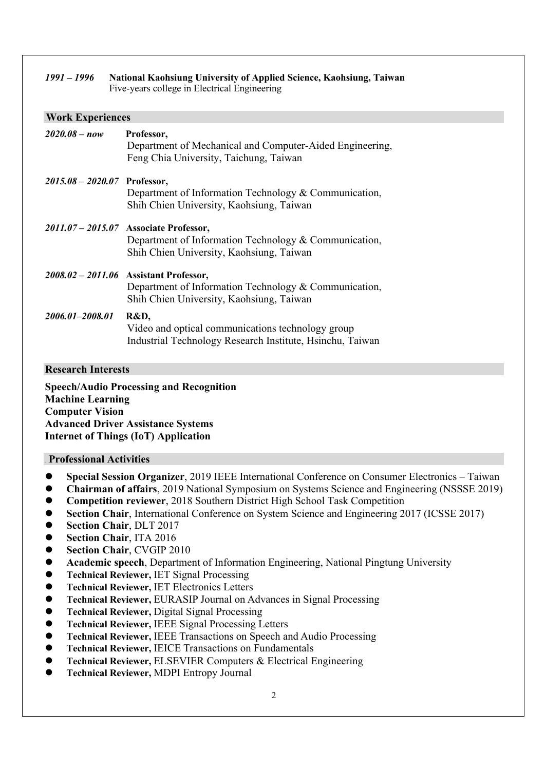*1991 – 1996* **National Kaohsiung University of Applied Science, Kaohsiung, Taiwan**
Five-years college in Electrical Engineering

## Work Experiences

*2020.08 – now* **Professor,**
Department of Mechanical and Computer-Aided Engineering,
Feng Chia University, Taichung, Taiwan

*2015.08 – 2020.07* **Professor,**
Department of Information Technology & Communication,
Shih Chien University, Kaohsiung, Taiwan

*2011.07 – 2015.07* **Associate Professor,**
Department of Information Technology & Communication,
Shih Chien University, Kaohsiung, Taiwan

*2008.02 – 2011.06* **Assistant Professor,**
Department of Information Technology & Communication,
Shih Chien University, Kaohsiung, Taiwan

*2006.01–2008.01* **R&D,**
Video and optical communications technology group
Industrial Technology Research Institute, Hsinchu, Taiwan

## Research Interests

**Speech/Audio Processing and Recognition**
**Machine Learning**
**Computer Vision**
**Advanced Driver Assistance Systems**
**Internet of Things (IoT) Application**

## Professional Activities

- **Special Session Organizer**, 2019 IEEE International Conference on Consumer Electronics – Taiwan
- **Chairman of affairs**, 2019 National Symposium on Systems Science and Engineering (NSSSE 2019)
- **Competition reviewer**, 2018 Southern District High School Task Competition
- **Section Chair**, International Conference on System Science and Engineering 2017 (ICSSE 2017)
- **Section Chair**, DLT 2017
- **Section Chair**, ITA 2016
- **Section Chair**, CVGIP 2010
- **Academic speech**, Department of Information Engineering, National Pingtung University
- **Technical Reviewer,** IET Signal Processing
- **Technical Reviewer,** IET Electronics Letters
- **Technical Reviewer,** EURASIP Journal on Advances in Signal Processing
- **Technical Reviewer,** Digital Signal Processing
- **Technical Reviewer,** IEEE Signal Processing Letters
- **Technical Reviewer,** IEEE Transactions on Speech and Audio Processing
- **Technical Reviewer,** IEICE Transactions on Fundamentals
- **Technical Reviewer,** ELSEVIER Computers & Electrical Engineering
- **Technical Reviewer,** MDPI Entropy Journal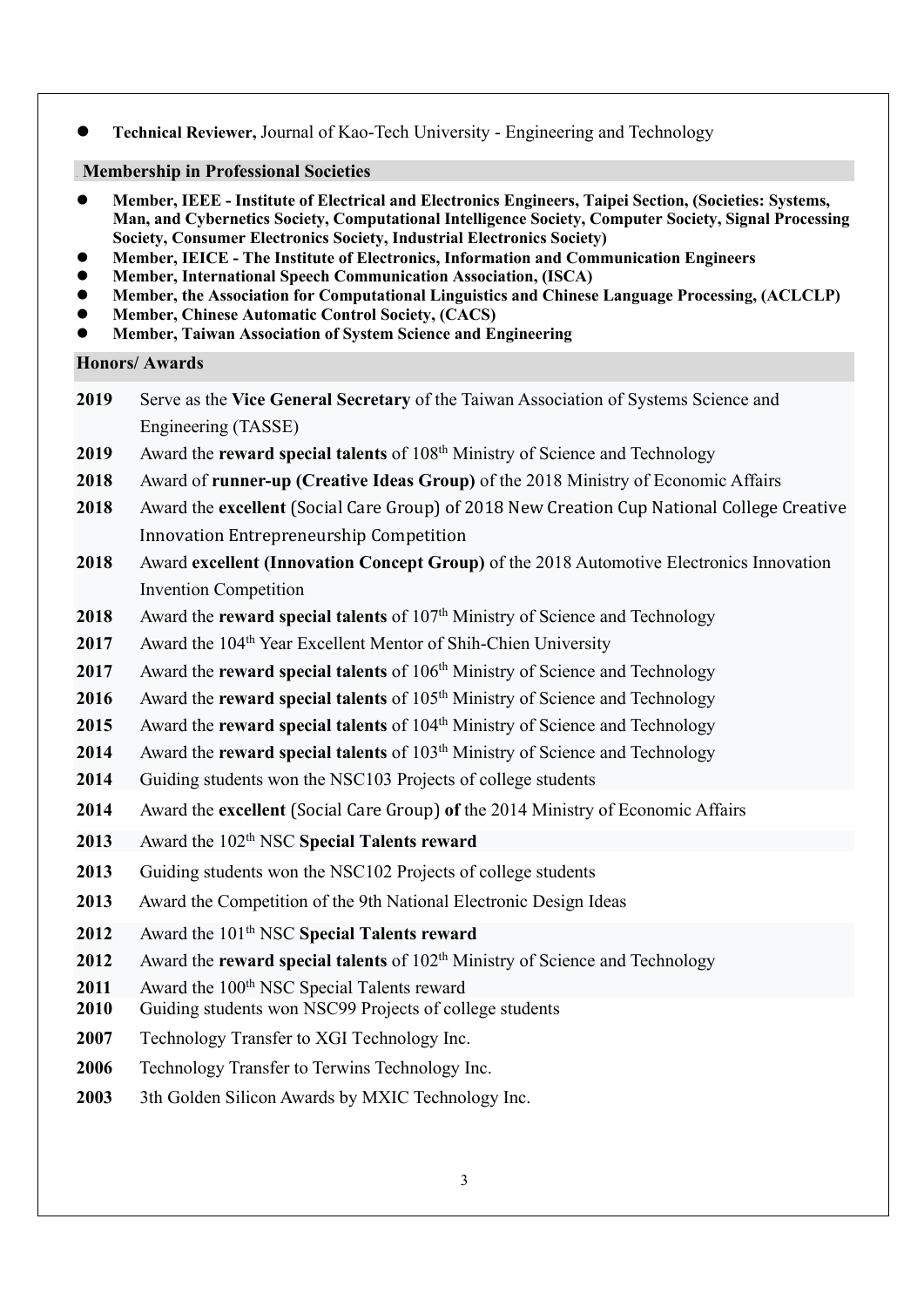- **Technical Reviewer,** Journal of Kao-Tech University - Engineering and Technology

## Membership in Professional Societies

- **Member, IEEE - Institute of Electrical and Electronics Engineers, Taipei Section, (Societies: Systems, Man, and Cybernetics Society, Computational Intelligence Society, Computer Society, Signal Processing Society, Consumer Electronics Society, Industrial Electronics Society)**
- **Member, IEICE - The Institute of Electronics, Information and Communication Engineers**
- **Member, International Speech Communication Association, (ISCA)**
- **Member, the Association for Computational Linguistics and Chinese Language Processing, (ACLCLP)**
- **Member, Chinese Automatic Control Society, (CACS)**
- **Member, Taiwan Association of System Science and Engineering**

## Honors/ Awards

**2019** Serve as the **Vice General Secretary** of the Taiwan Association of Systems Science and Engineering (TASSE)

**2019** Award the **reward special talents** of 108th Ministry of Science and Technology

**2018** Award of **runner-up (Creative Ideas Group)** of the 2018 Ministry of Economic Affairs

**2018** Award the **excellent** (Social Care Group) of 2018 New Creation Cup National College Creative Innovation Entrepreneurship Competition

**2018** Award **excellent (Innovation Concept Group)** of the 2018 Automotive Electronics Innovation Invention Competition

**2018** Award the **reward special talents** of 107th Ministry of Science and Technology

**2017** Award the 104th Year Excellent Mentor of Shih-Chien University

**2017** Award the **reward special talents** of 106th Ministry of Science and Technology

**2016** Award the **reward special talents** of 105th Ministry of Science and Technology

**2015** Award the **reward special talents** of 104th Ministry of Science and Technology

**2014** Award the **reward special talents** of 103th Ministry of Science and Technology

**2014** Guiding students won the NSC103 Projects of college students

**2014** Award the **excellent** (Social Care Group) **of** the 2014 Ministry of Economic Affairs

**2013** Award the 102th NSC **Special Talents reward**

**2013** Guiding students won the NSC102 Projects of college students

**2013** Award the Competition of the 9th National Electronic Design Ideas

**2012** Award the 101th NSC **Special Talents reward**

**2012** Award the **reward special talents** of 102th Ministry of Science and Technology

**2011** Award the 100th NSC Special Talents reward

**2010** Guiding students won NSC99 Projects of college students

**2007** Technology Transfer to XGI Technology Inc.

**2006** Technology Transfer to Terwins Technology Inc.

**2003** 3th Golden Silicon Awards by MXIC Technology Inc.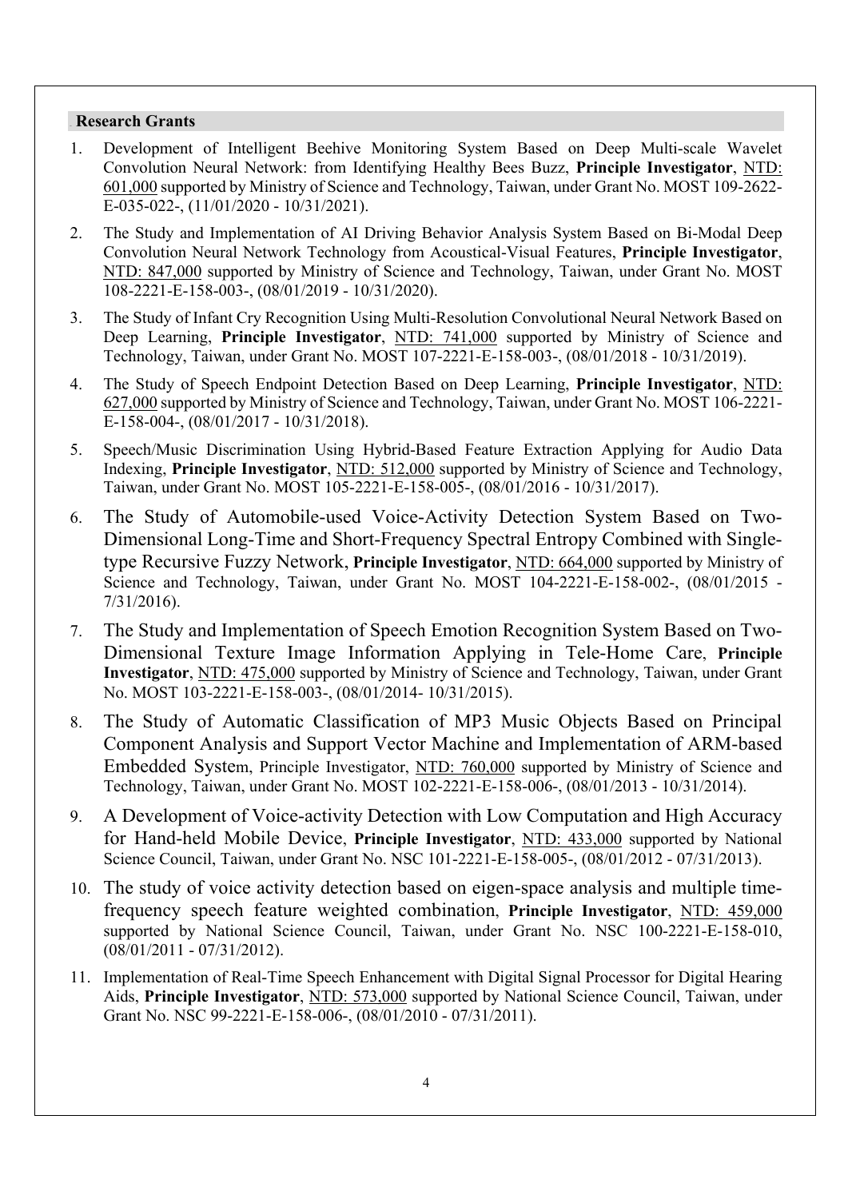## Research Grants

1. Development of Intelligent Beehive Monitoring System Based on Deep Multi-scale Wavelet Convolution Neural Network: from Identifying Healthy Bees Buzz, **Principle Investigator**, NTD: 601,000 supported by Ministry of Science and Technology, Taiwan, under Grant No. MOST 109-2622-E-035-022-, (11/01/2020 - 10/31/2021).
2. The Study and Implementation of AI Driving Behavior Analysis System Based on Bi-Modal Deep Convolution Neural Network Technology from Acoustical-Visual Features, **Principle Investigator**, NTD: 847,000 supported by Ministry of Science and Technology, Taiwan, under Grant No. MOST 108-2221-E-158-003-, (08/01/2019 - 10/31/2020).
3. The Study of Infant Cry Recognition Using Multi-Resolution Convolutional Neural Network Based on Deep Learning, **Principle Investigator**, NTD: 741,000 supported by Ministry of Science and Technology, Taiwan, under Grant No. MOST 107-2221-E-158-003-, (08/01/2018 - 10/31/2019).
4. The Study of Speech Endpoint Detection Based on Deep Learning, **Principle Investigator**, NTD: 627,000 supported by Ministry of Science and Technology, Taiwan, under Grant No. MOST 106-2221-E-158-004-, (08/01/2017 - 10/31/2018).
5. Speech/Music Discrimination Using Hybrid-Based Feature Extraction Applying for Audio Data Indexing, **Principle Investigator**, NTD: 512,000 supported by Ministry of Science and Technology, Taiwan, under Grant No. MOST 105-2221-E-158-005-, (08/01/2016 - 10/31/2017).
6. The Study of Automobile-used Voice-Activity Detection System Based on Two-Dimensional Long-Time and Short-Frequency Spectral Entropy Combined with Single-type Recursive Fuzzy Network, **Principle Investigator**, NTD: 664,000 supported by Ministry of Science and Technology, Taiwan, under Grant No. MOST 104-2221-E-158-002-, (08/01/2015 - 7/31/2016).
7. The Study and Implementation of Speech Emotion Recognition System Based on Two-Dimensional Texture Image Information Applying in Tele-Home Care, **Principle Investigator**, NTD: 475,000 supported by Ministry of Science and Technology, Taiwan, under Grant No. MOST 103-2221-E-158-003-, (08/01/2014- 10/31/2015).
8. The Study of Automatic Classification of MP3 Music Objects Based on Principal Component Analysis and Support Vector Machine and Implementation of ARM-based Embedded System, Principle Investigator, NTD: 760,000 supported by Ministry of Science and Technology, Taiwan, under Grant No. MOST 102-2221-E-158-006-, (08/01/2013 - 10/31/2014).
9. A Development of Voice-activity Detection with Low Computation and High Accuracy for Hand-held Mobile Device, **Principle Investigator**, NTD: 433,000 supported by National Science Council, Taiwan, under Grant No. NSC 101-2221-E-158-005-, (08/01/2012 - 07/31/2013).
10. The study of voice activity detection based on eigen-space analysis and multiple time-frequency speech feature weighted combination, **Principle Investigator**, NTD: 459,000 supported by National Science Council, Taiwan, under Grant No. NSC 100-2221-E-158-010, (08/01/2011 - 07/31/2012).
11. Implementation of Real-Time Speech Enhancement with Digital Signal Processor for Digital Hearing Aids, **Principle Investigator**, NTD: 573,000 supported by National Science Council, Taiwan, under Grant No. NSC 99-2221-E-158-006-, (08/01/2010 - 07/31/2011).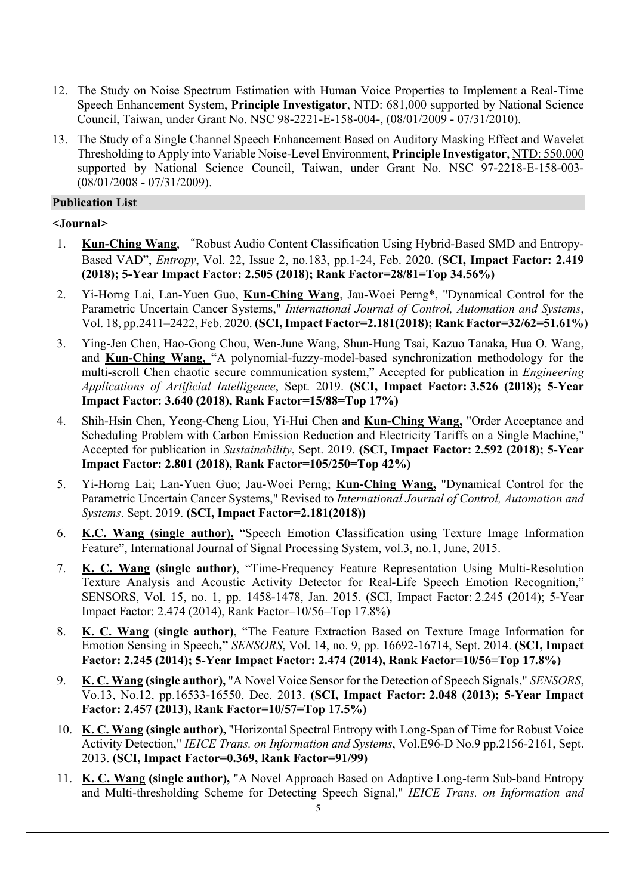12. The Study on Noise Spectrum Estimation with Human Voice Properties to Implement a Real-Time Speech Enhancement System, **Principle Investigator**, NTD: 681,000 supported by National Science Council, Taiwan, under Grant No. NSC 98-2221-E-158-004-, (08/01/2009 - 07/31/2010).
13. The Study of a Single Channel Speech Enhancement Based on Auditory Masking Effect and Wavelet Thresholding to Apply into Variable Noise-Level Environment, **Principle Investigator**, NTD: 550,000 supported by National Science Council, Taiwan, under Grant No. NSC 97-2218-E-158-003- (08/01/2008 - 07/31/2009).

## Publication List

**<Journal>**

1. **Kun-Ching Wang**, "Robust Audio Content Classification Using Hybrid-Based SMD and Entropy-Based VAD", *Entropy*, Vol. 22, Issue 2, no.183, pp.1-24, Feb. 2020. **(SCI, Impact Factor: 2.419 (2018); 5-Year Impact Factor: 2.505 (2018); Rank Factor=28/81=Top 34.56%)**
2. Yi-Horng Lai, Lan-Yuen Guo, **Kun-Ching Wang**, Jau-Woei Perng*, "Dynamical Control for the Parametric Uncertain Cancer Systems," *International Journal of Control, Automation and Systems*, Vol. 18, pp.2411–2422, Feb. 2020. **(SCI, Impact Factor=2.181(2018); Rank Factor=32/62=51.61%)**
3. Ying-Jen Chen, Hao-Gong Chou, Wen-June Wang, Shun-Hung Tsai, Kazuo Tanaka, Hua O. Wang, and **Kun-Ching Wang,** "A polynomial-fuzzy-model-based synchronization methodology for the multi-scroll Chen chaotic secure communication system," Accepted for publication in *Engineering Applications of Artificial Intelligence*, Sept. 2019. **(SCI, Impact Factor: 3.526 (2018); 5-Year Impact Factor: 3.640 (2018), Rank Factor=15/88=Top 17%)**
4. Shih-Hsin Chen, Yeong-Cheng Liou, Yi-Hui Chen and **Kun-Ching Wang,** "Order Acceptance and Scheduling Problem with Carbon Emission Reduction and Electricity Tariffs on a Single Machine," Accepted for publication in *Sustainability*, Sept. 2019. **(SCI, Impact Factor: 2.592 (2018); 5-Year Impact Factor: 2.801 (2018), Rank Factor=105/250=Top 42%)**
5. Yi-Horng Lai; Lan-Yuen Guo; Jau-Woei Perng; **Kun-Ching Wang,** "Dynamical Control for the Parametric Uncertain Cancer Systems," Revised to *International Journal of Control, Automation and Systems*. Sept. 2019. **(SCI, Impact Factor=2.181(2018))**
6. **K.C. Wang (single author),** "Speech Emotion Classification using Texture Image Information Feature", International Journal of Signal Processing System, vol.3, no.1, June, 2015.
7. **K. C. Wang (single author)**, "Time-Frequency Feature Representation Using Multi-Resolution Texture Analysis and Acoustic Activity Detector for Real-Life Speech Emotion Recognition," SENSORS, Vol. 15, no. 1, pp. 1458-1478, Jan. 2015. (SCI, Impact Factor: 2.245 (2014); 5-Year Impact Factor: 2.474 (2014), Rank Factor=10/56=Top 17.8%)
8. **K. C. Wang (single author)**, "The Feature Extraction Based on Texture Image Information for Emotion Sensing in Speech**,"** *SENSORS*, Vol. 14, no. 9, pp. 16692-16714, Sept. 2014. **(SCI, Impact Factor: 2.245 (2014); 5-Year Impact Factor: 2.474 (2014), Rank Factor=10/56=Top 17.8%)**
9. **K. C. Wang (single author),** "A Novel Voice Sensor for the Detection of Speech Signals," *SENSORS*, Vo.13, No.12, pp.16533-16550, Dec. 2013. **(SCI, Impact Factor: 2.048 (2013); 5-Year Impact Factor: 2.457 (2013), Rank Factor=10/57=Top 17.5%)**
10. **K. C. Wang (single author),** "Horizontal Spectral Entropy with Long-Span of Time for Robust Voice Activity Detection," *IEICE Trans. on Information and Systems*, Vol.E96-D No.9 pp.2156-2161, Sept. 2013. **(SCI, Impact Factor=0.369, Rank Factor=91/99)**
11. **K. C. Wang (single author),** "A Novel Approach Based on Adaptive Long-term Sub-band Entropy and Multi-thresholding Scheme for Detecting Speech Signal," *IEICE Trans. on Information and*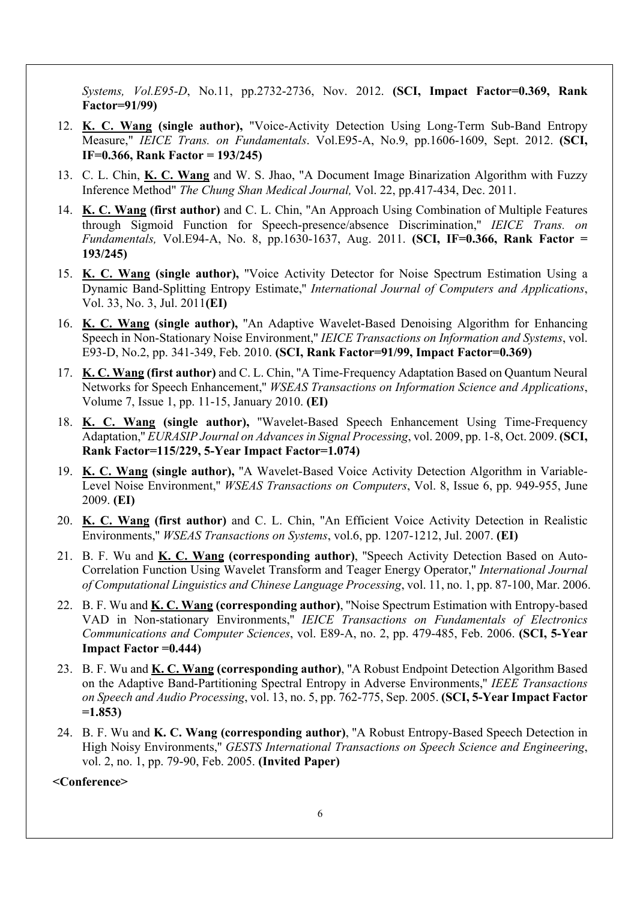*Systems, Vol.E95-D*, No.11, pp.2732-2736, Nov. 2012. **(SCI, Impact Factor=0.369, Rank Factor=91/99)**

12. **K. C. Wang (single author),** "Voice-Activity Detection Using Long-Term Sub-Band Entropy Measure," *IEICE Trans. on Fundamentals*. Vol.E95-A, No.9, pp.1606-1609, Sept. 2012. **(SCI, IF=0.366, Rank Factor = 193/245)**
13. C. L. Chin, **K. C. Wang** and W. S. Jhao, "A Document Image Binarization Algorithm with Fuzzy Inference Method" *The Chung Shan Medical Journal,* Vol. 22, pp.417-434, Dec. 2011.
14. **K. C. Wang (first author)** and C. L. Chin, "An Approach Using Combination of Multiple Features through Sigmoid Function for Speech-presence/absence Discrimination," *IEICE Trans. on Fundamentals,* Vol.E94-A, No. 8, pp.1630-1637, Aug. 2011. **(SCI, IF=0.366, Rank Factor = 193/245)**
15. **K. C. Wang (single author),** "Voice Activity Detector for Noise Spectrum Estimation Using a Dynamic Band-Splitting Entropy Estimate," *International Journal of Computers and Applications*, Vol. 33, No. 3, Jul. 2011**(EI)**
16. **K. C. Wang (single author),** "An Adaptive Wavelet-Based Denoising Algorithm for Enhancing Speech in Non-Stationary Noise Environment," *IEICE Transactions on Information and Systems*, vol. E93-D, No.2, pp. 341-349, Feb. 2010. **(SCI, Rank Factor=91/99, Impact Factor=0.369)**
17. **K. C. Wang (first author)** and C. L. Chin, "A Time-Frequency Adaptation Based on Quantum Neural Networks for Speech Enhancement," *WSEAS Transactions on Information Science and Applications*, Volume 7, Issue 1, pp. 11-15, January 2010. **(EI)**
18. **K. C. Wang (single author),** "Wavelet-Based Speech Enhancement Using Time-Frequency Adaptation," *EURASIP Journal on Advances in Signal Processing*, vol. 2009, pp. 1-8, Oct. 2009. **(SCI, Rank Factor=115/229, 5-Year Impact Factor=1.074)**
19. **K. C. Wang (single author),** "A Wavelet-Based Voice Activity Detection Algorithm in Variable-Level Noise Environment," *WSEAS Transactions on Computers*, Vol. 8, Issue 6, pp. 949-955, June 2009. **(EI)**
20. **K. C. Wang (first author)** and C. L. Chin, "An Efficient Voice Activity Detection in Realistic Environments," *WSEAS Transactions on Systems*, vol.6, pp. 1207-1212, Jul. 2007. **(EI)**
21. B. F. Wu and **K. C. Wang (corresponding author)**, "Speech Activity Detection Based on Auto-Correlation Function Using Wavelet Transform and Teager Energy Operator," *International Journal of Computational Linguistics and Chinese Language Processing*, vol. 11, no. 1, pp. 87-100, Mar. 2006.
22. B. F. Wu and **K. C. Wang (corresponding author)**, "Noise Spectrum Estimation with Entropy-based VAD in Non-stationary Environments," *IEICE Transactions on Fundamentals of Electronics Communications and Computer Sciences*, vol. E89-A, no. 2, pp. 479-485, Feb. 2006. **(SCI, 5-Year Impact Factor =0.444)**
23. B. F. Wu and **K. C. Wang (corresponding author)**, "A Robust Endpoint Detection Algorithm Based on the Adaptive Band-Partitioning Spectral Entropy in Adverse Environments," *IEEE Transactions on Speech and Audio Processing*, vol. 13, no. 5, pp. 762-775, Sep. 2005. **(SCI, 5-Year Impact Factor =1.853)**
24. B. F. Wu and **K. C. Wang (corresponding author)**, "A Robust Entropy-Based Speech Detection in High Noisy Environments," *GESTS International Transactions on Speech Science and Engineering*, vol. 2, no. 1, pp. 79-90, Feb. 2005. **(Invited Paper)**

**<Conference>**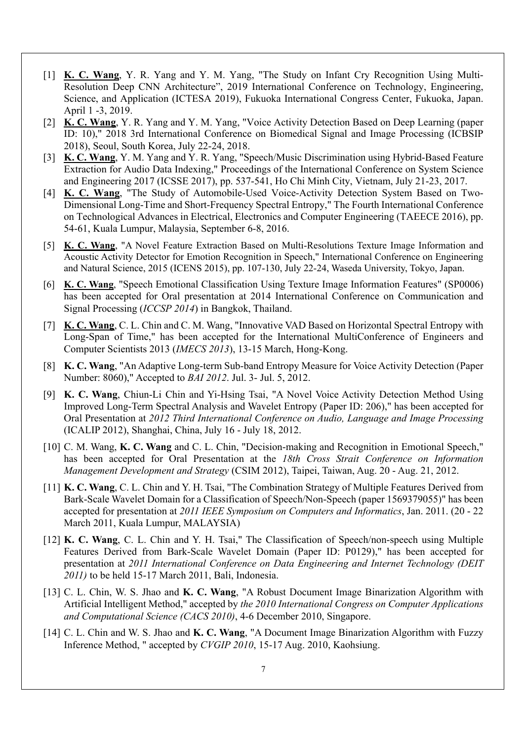[1] **K. C. Wang**, Y. R. Yang and Y. M. Yang, "The Study on Infant Cry Recognition Using Multi-Resolution Deep CNN Architecture", 2019 International Conference on Technology, Engineering, Science, and Application (ICTESA 2019), Fukuoka International Congress Center, Fukuoka, Japan. April 1 -3, 2019.

[2] **K. C. Wang**, Y. R. Yang and Y. M. Yang, "Voice Activity Detection Based on Deep Learning (paper ID: 10)," 2018 3rd International Conference on Biomedical Signal and Image Processing (ICBSIP 2018), Seoul, South Korea, July 22-24, 2018.

[3] **K. C. Wang**, Y. M. Yang and Y. R. Yang, "Speech/Music Discrimination using Hybrid-Based Feature Extraction for Audio Data Indexing," Proceedings of the International Conference on System Science and Engineering 2017 (ICSSE 2017), pp. 537-541, Ho Chi Minh City, Vietnam, July 21-23, 2017.

[4] **K. C. Wang**, "The Study of Automobile-Used Voice-Activity Detection System Based on Two-Dimensional Long-Time and Short-Frequency Spectral Entropy," The Fourth International Conference on Technological Advances in Electrical, Electronics and Computer Engineering (TAEECE 2016), pp. 54-61, Kuala Lumpur, Malaysia, September 6-8, 2016.

[5] **K. C. Wang**, "A Novel Feature Extraction Based on Multi-Resolutions Texture Image Information and Acoustic Activity Detector for Emotion Recognition in Speech," International Conference on Engineering and Natural Science, 2015 (ICENS 2015), pp. 107-130, July 22-24, Waseda University, Tokyo, Japan.

[6] **K. C. Wang**, "Speech Emotional Classification Using Texture Image Information Features" (SP0006) has been accepted for Oral presentation at 2014 International Conference on Communication and Signal Processing (*ICCSP 2014*) in Bangkok, Thailand.

[7] **K. C. Wang**, C. L. Chin and C. M. Wang, "Innovative VAD Based on Horizontal Spectral Entropy with Long-Span of Time," has been accepted for the International MultiConference of Engineers and Computer Scientists 2013 (*IMECS 2013*), 13-15 March, Hong-Kong.

[8] **K. C. Wang**, "An Adaptive Long-term Sub-band Entropy Measure for Voice Activity Detection (Paper Number: 8060)," Accepted to *BAI 2012*. Jul. 3- Jul. 5, 2012.

[9] **K. C. Wang**, Chiun-Li Chin and Yi-Hsing Tsai, "A Novel Voice Activity Detection Method Using Improved Long-Term Spectral Analysis and Wavelet Entropy (Paper ID: 206)," has been accepted for Oral Presentation at *2012 Third International Conference on Audio, Language and Image Processing* (ICALIP 2012), Shanghai, China, July 16 - July 18, 2012.

[10] C. M. Wang, **K. C. Wang** and C. L. Chin, "Decision-making and Recognition in Emotional Speech," has been accepted for Oral Presentation at the *18th Cross Strait Conference on Information Management Development and Strategy* (CSIM 2012), Taipei, Taiwan, Aug. 20 - Aug. 21, 2012.

[11] **K. C. Wang**, C. L. Chin and Y. H. Tsai, "The Combination Strategy of Multiple Features Derived from Bark-Scale Wavelet Domain for a Classification of Speech/Non-Speech (paper 1569379055)" has been accepted for presentation at *2011 IEEE Symposium on Computers and Informatics*, Jan. 2011. (20 - 22 March 2011, Kuala Lumpur, MALAYSIA)

[12] **K. C. Wang**, C. L. Chin and Y. H. Tsai," The Classification of Speech/non-speech using Multiple Features Derived from Bark-Scale Wavelet Domain (Paper ID: P0129)," has been accepted for presentation at *2011 International Conference on Data Engineering and Internet Technology (DEIT 2011)* to be held 15-17 March 2011, Bali, Indonesia.

[13] C. L. Chin, W. S. Jhao and **K. C. Wang**, "A Robust Document Image Binarization Algorithm with Artificial Intelligent Method," accepted by *the 2010 International Congress on Computer Applications and Computational Science (CACS 2010)*, 4-6 December 2010, Singapore.

[14] C. L. Chin and W. S. Jhao and **K. C. Wang**, "A Document Image Binarization Algorithm with Fuzzy Inference Method, " accepted by *CVGIP 2010*, 15-17 Aug. 2010, Kaohsiung.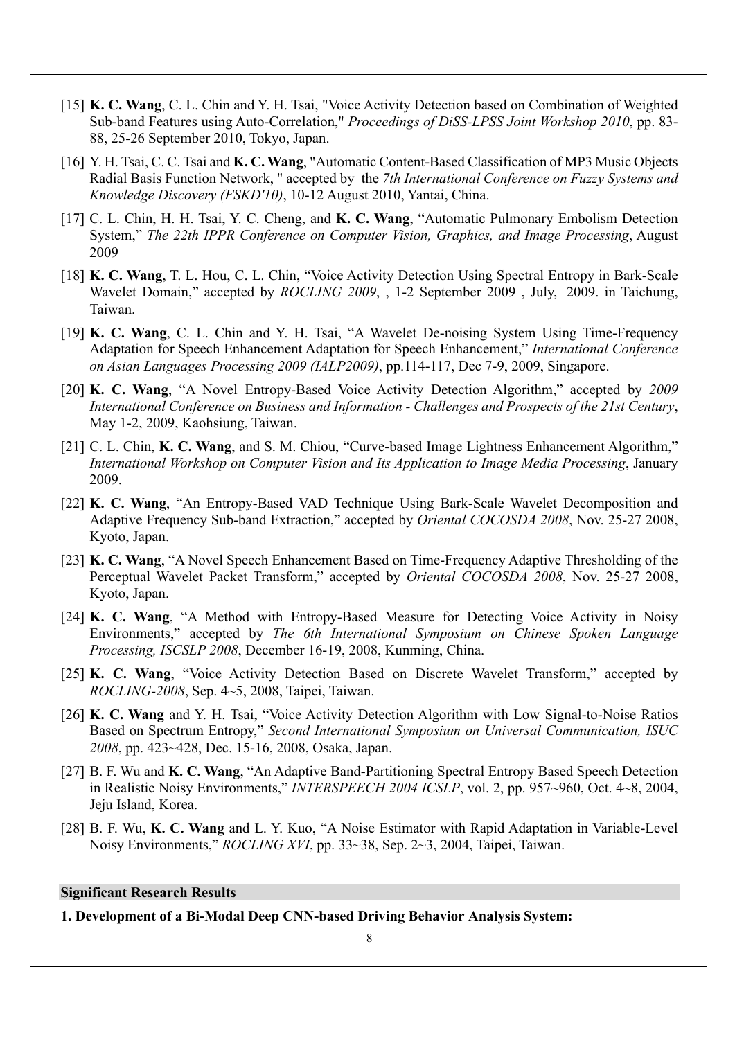[15] **K. C. Wang**, C. L. Chin and Y. H. Tsai, "Voice Activity Detection based on Combination of Weighted Sub-band Features using Auto-Correlation," *Proceedings of DiSS-LPSS Joint Workshop 2010*, pp. 83-88, 25-26 September 2010, Tokyo, Japan.

[16] Y. H. Tsai, C. C. Tsai and **K. C. Wang**, "Automatic Content-Based Classification of MP3 Music Objects Radial Basis Function Network, " accepted by the *7th International Conference on Fuzzy Systems and Knowledge Discovery (FSKD'10)*, 10-12 August 2010, Yantai, China.

[17] C. L. Chin, H. H. Tsai, Y. C. Cheng, and **K. C. Wang**, "Automatic Pulmonary Embolism Detection System," *The 22th IPPR Conference on Computer Vision, Graphics, and Image Processing*, August 2009

[18] **K. C. Wang**, T. L. Hou, C. L. Chin, "Voice Activity Detection Using Spectral Entropy in Bark-Scale Wavelet Domain," accepted by *ROCLING 2009*, , 1-2 September 2009 , July, 2009. in Taichung, Taiwan.

[19] **K. C. Wang**, C. L. Chin and Y. H. Tsai, "A Wavelet De-noising System Using Time-Frequency Adaptation for Speech Enhancement Adaptation for Speech Enhancement," *International Conference on Asian Languages Processing 2009 (IALP2009)*, pp.114-117, Dec 7-9, 2009, Singapore.

[20] **K. C. Wang**, "A Novel Entropy-Based Voice Activity Detection Algorithm," accepted by *2009 International Conference on Business and Information - Challenges and Prospects of the 21st Century*, May 1-2, 2009, Kaohsiung, Taiwan.

[21] C. L. Chin, **K. C. Wang**, and S. M. Chiou, "Curve-based Image Lightness Enhancement Algorithm," *International Workshop on Computer Vision and Its Application to Image Media Processing*, January 2009.

[22] **K. C. Wang**, "An Entropy-Based VAD Technique Using Bark-Scale Wavelet Decomposition and Adaptive Frequency Sub-band Extraction," accepted by *Oriental COCOSDA 2008*, Nov. 25-27 2008, Kyoto, Japan.

[23] **K. C. Wang**, "A Novel Speech Enhancement Based on Time-Frequency Adaptive Thresholding of the Perceptual Wavelet Packet Transform," accepted by *Oriental COCOSDA 2008*, Nov. 25-27 2008, Kyoto, Japan.

[24] **K. C. Wang**, "A Method with Entropy-Based Measure for Detecting Voice Activity in Noisy Environments," accepted by *The 6th International Symposium on Chinese Spoken Language Processing, ISCSLP 2008*, December 16-19, 2008, Kunming, China.

[25] **K. C. Wang**, "Voice Activity Detection Based on Discrete Wavelet Transform," accepted by *ROCLING-2008*, Sep. 4~5, 2008, Taipei, Taiwan.

[26] **K. C. Wang** and Y. H. Tsai, "Voice Activity Detection Algorithm with Low Signal-to-Noise Ratios Based on Spectrum Entropy," *Second International Symposium on Universal Communication, ISUC 2008*, pp. 423~428, Dec. 15-16, 2008, Osaka, Japan.

[27] B. F. Wu and **K. C. Wang**, "An Adaptive Band-Partitioning Spectral Entropy Based Speech Detection in Realistic Noisy Environments," *INTERSPEECH 2004 ICSLP*, vol. 2, pp. 957~960, Oct. 4~8, 2004, Jeju Island, Korea.

[28] B. F. Wu, **K. C. Wang** and L. Y. Kuo, "A Noise Estimator with Rapid Adaptation in Variable-Level Noisy Environments," *ROCLING XVI*, pp. 33~38, Sep. 2~3, 2004, Taipei, Taiwan.

## Significant Research Results

**1. Development of a Bi-Modal Deep CNN-based Driving Behavior Analysis System:**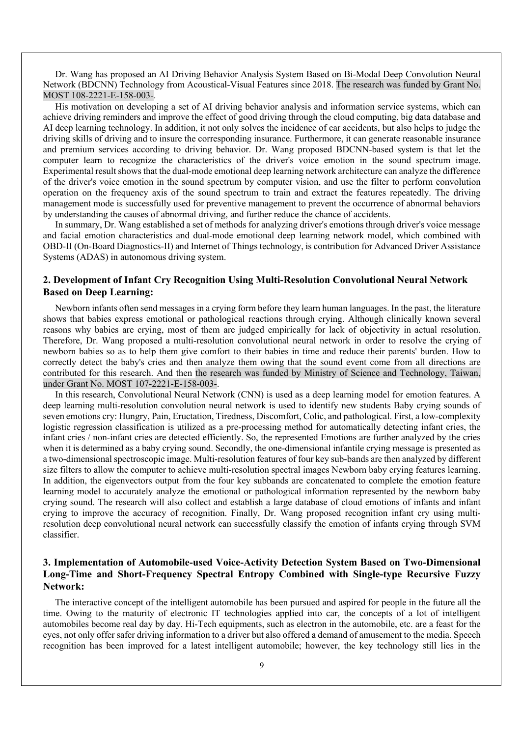Dr. Wang has proposed an AI Driving Behavior Analysis System Based on Bi-Modal Deep Convolution Neural Network (BDCNN) Technology from Acoustical-Visual Features since 2018. The research was funded by Grant No. MOST 108-2221-E-158-003-.

His motivation on developing a set of AI driving behavior analysis and information service systems, which can achieve driving reminders and improve the effect of good driving through the cloud computing, big data database and AI deep learning technology. In addition, it not only solves the incidence of car accidents, but also helps to judge the driving skills of driving and to insure the corresponding insurance. Furthermore, it can generate reasonable insurance and premium services according to driving behavior. Dr. Wang proposed BDCNN-based system is that let the computer learn to recognize the characteristics of the driver's voice emotion in the sound spectrum image. Experimental result shows that the dual-mode emotional deep learning network architecture can analyze the difference of the driver's voice emotion in the sound spectrum by computer vision, and use the filter to perform convolution operation on the frequency axis of the sound spectrum to train and extract the features repeatedly. The driving management mode is successfully used for preventive management to prevent the occurrence of abnormal behaviors by understanding the causes of abnormal driving, and further reduce the chance of accidents.

In summary, Dr. Wang established a set of methods for analyzing driver's emotions through driver's voice message and facial emotion characteristics and dual-mode emotional deep learning network model, which combined with OBD-II (On-Board Diagnostics-II) and Internet of Things technology, is contribution for Advanced Driver Assistance Systems (ADAS) in autonomous driving system.

### 2. Development of Infant Cry Recognition Using Multi-Resolution Convolutional Neural Network Based on Deep Learning:

Newborn infants often send messages in a crying form before they learn human languages. In the past, the literature shows that babies express emotional or pathological reactions through crying. Although clinically known several reasons why babies are crying, most of them are judged empirically for lack of objectivity in actual resolution. Therefore, Dr. Wang proposed a multi-resolution convolutional neural network in order to resolve the crying of newborn babies so as to help them give comfort to their babies in time and reduce their parents' burden. How to correctly detect the baby's cries and then analyze them owing that the sound event come from all directions are contributed for this research. And then the research was funded by Ministry of Science and Technology, Taiwan, under Grant No. MOST 107-2221-E-158-003-.

In this research, Convolutional Neural Network (CNN) is used as a deep learning model for emotion features. A deep learning multi-resolution convolution neural network is used to identify new students Baby crying sounds of seven emotions cry: Hungry, Pain, Eructation, Tiredness, Discomfort, Colic, and pathological. First, a low-complexity logistic regression classification is utilized as a pre-processing method for automatically detecting infant cries, the infant cries / non-infant cries are detected efficiently. So, the represented Emotions are further analyzed by the cries when it is determined as a baby crying sound. Secondly, the one-dimensional infantile crying message is presented as a two-dimensional spectroscopic image. Multi-resolution features of four key sub-bands are then analyzed by different size filters to allow the computer to achieve multi-resolution spectral images Newborn baby crying features learning. In addition, the eigenvectors output from the four key subbands are concatenated to complete the emotion feature learning model to accurately analyze the emotional or pathological information represented by the newborn baby crying sound. The research will also collect and establish a large database of cloud emotions of infants and infant crying to improve the accuracy of recognition. Finally, Dr. Wang proposed recognition infant cry using multi-resolution deep convolutional neural network can successfully classify the emotion of infants crying through SVM classifier.

### 3. Implementation of Automobile-used Voice-Activity Detection System Based on Two-Dimensional Long-Time and Short-Frequency Spectral Entropy Combined with Single-type Recursive Fuzzy Network:

The interactive concept of the intelligent automobile has been pursued and aspired for people in the future all the time. Owing to the maturity of electronic IT technologies applied into car, the concepts of a lot of intelligent automobiles become real day by day. Hi-Tech equipments, such as electron in the automobile, etc. are a feast for the eyes, not only offer safer driving information to a driver but also offered a demand of amusement to the media. Speech recognition has been improved for a latest intelligent automobile; however, the key technology still lies in the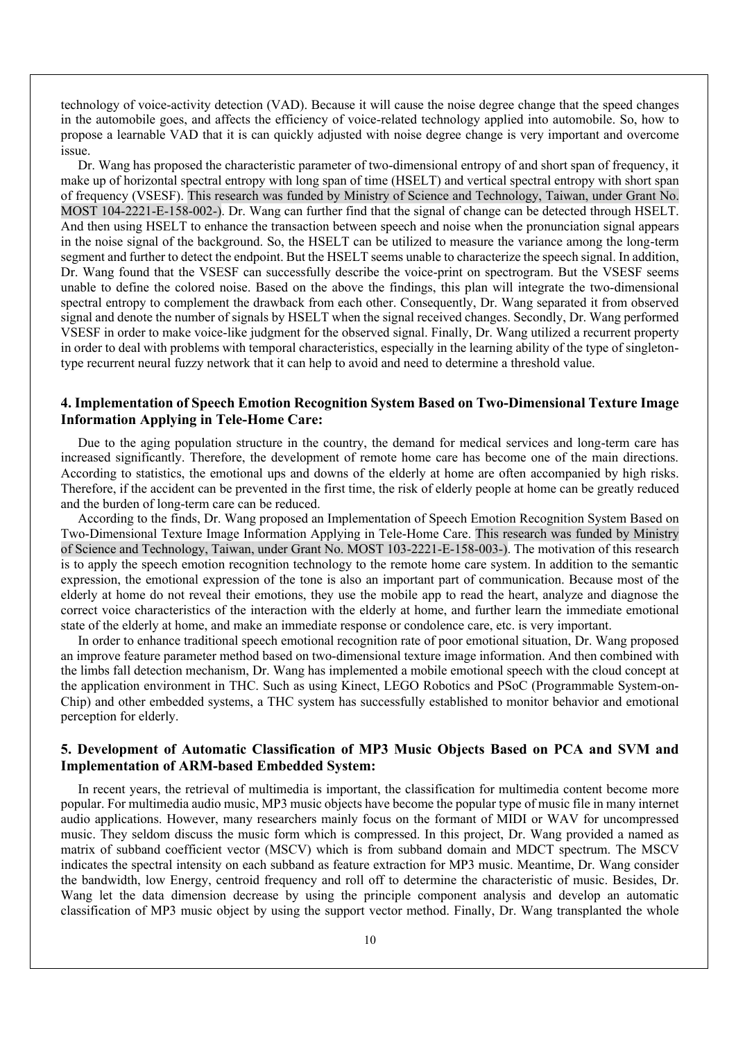technology of voice-activity detection (VAD). Because it will cause the noise degree change that the speed changes in the automobile goes, and affects the efficiency of voice-related technology applied into automobile. So, how to propose a learnable VAD that it is can quickly adjusted with noise degree change is very important and overcome issue.

Dr. Wang has proposed the characteristic parameter of two-dimensional entropy of and short span of frequency, it make up of horizontal spectral entropy with long span of time (HSELT) and vertical spectral entropy with short span of frequency (VSESF). This research was funded by Ministry of Science and Technology, Taiwan, under Grant No. MOST 104-2221-E-158-002-). Dr. Wang can further find that the signal of change can be detected through HSELT. And then using HSELT to enhance the transaction between speech and noise when the pronunciation signal appears in the noise signal of the background. So, the HSELT can be utilized to measure the variance among the long-term segment and further to detect the endpoint. But the HSELT seems unable to characterize the speech signal. In addition, Dr. Wang found that the VSESF can successfully describe the voice-print on spectrogram. But the VSESF seems unable to define the colored noise. Based on the above the findings, this plan will integrate the two-dimensional spectral entropy to complement the drawback from each other. Consequently, Dr. Wang separated it from observed signal and denote the number of signals by HSELT when the signal received changes. Secondly, Dr. Wang performed VSESF in order to make voice-like judgment for the observed signal. Finally, Dr. Wang utilized a recurrent property in order to deal with problems with temporal characteristics, especially in the learning ability of the type of singleton-type recurrent neural fuzzy network that it can help to avoid and need to determine a threshold value.

### 4. Implementation of Speech Emotion Recognition System Based on Two-Dimensional Texture Image Information Applying in Tele-Home Care:

Due to the aging population structure in the country, the demand for medical services and long-term care has increased significantly. Therefore, the development of remote home care has become one of the main directions. According to statistics, the emotional ups and downs of the elderly at home are often accompanied by high risks. Therefore, if the accident can be prevented in the first time, the risk of elderly people at home can be greatly reduced and the burden of long-term care can be reduced.

According to the finds, Dr. Wang proposed an Implementation of Speech Emotion Recognition System Based on Two-Dimensional Texture Image Information Applying in Tele-Home Care. This research was funded by Ministry of Science and Technology, Taiwan, under Grant No. MOST 103-2221-E-158-003-). The motivation of this research is to apply the speech emotion recognition technology to the remote home care system. In addition to the semantic expression, the emotional expression of the tone is also an important part of communication. Because most of the elderly at home do not reveal their emotions, they use the mobile app to read the heart, analyze and diagnose the correct voice characteristics of the interaction with the elderly at home, and further learn the immediate emotional state of the elderly at home, and make an immediate response or condolence care, etc. is very important.

In order to enhance traditional speech emotional recognition rate of poor emotional situation, Dr. Wang proposed an improve feature parameter method based on two-dimensional texture image information. And then combined with the limbs fall detection mechanism, Dr. Wang has implemented a mobile emotional speech with the cloud concept at the application environment in THC. Such as using Kinect, LEGO Robotics and PSoC (Programmable System-on-Chip) and other embedded systems, a THC system has successfully established to monitor behavior and emotional perception for elderly.

### 5. Development of Automatic Classification of MP3 Music Objects Based on PCA and SVM and Implementation of ARM-based Embedded System:

In recent years, the retrieval of multimedia is important, the classification for multimedia content become more popular. For multimedia audio music, MP3 music objects have become the popular type of music file in many internet audio applications. However, many researchers mainly focus on the formant of MIDI or WAV for uncompressed music. They seldom discuss the music form which is compressed. In this project, Dr. Wang provided a named as matrix of subband coefficient vector (MSCV) which is from subband domain and MDCT spectrum. The MSCV indicates the spectral intensity on each subband as feature extraction for MP3 music. Meantime, Dr. Wang consider the bandwidth, low Energy, centroid frequency and roll off to determine the characteristic of music. Besides, Dr. Wang let the data dimension decrease by using the principle component analysis and develop an automatic classification of MP3 music object by using the support vector method. Finally, Dr. Wang transplanted the whole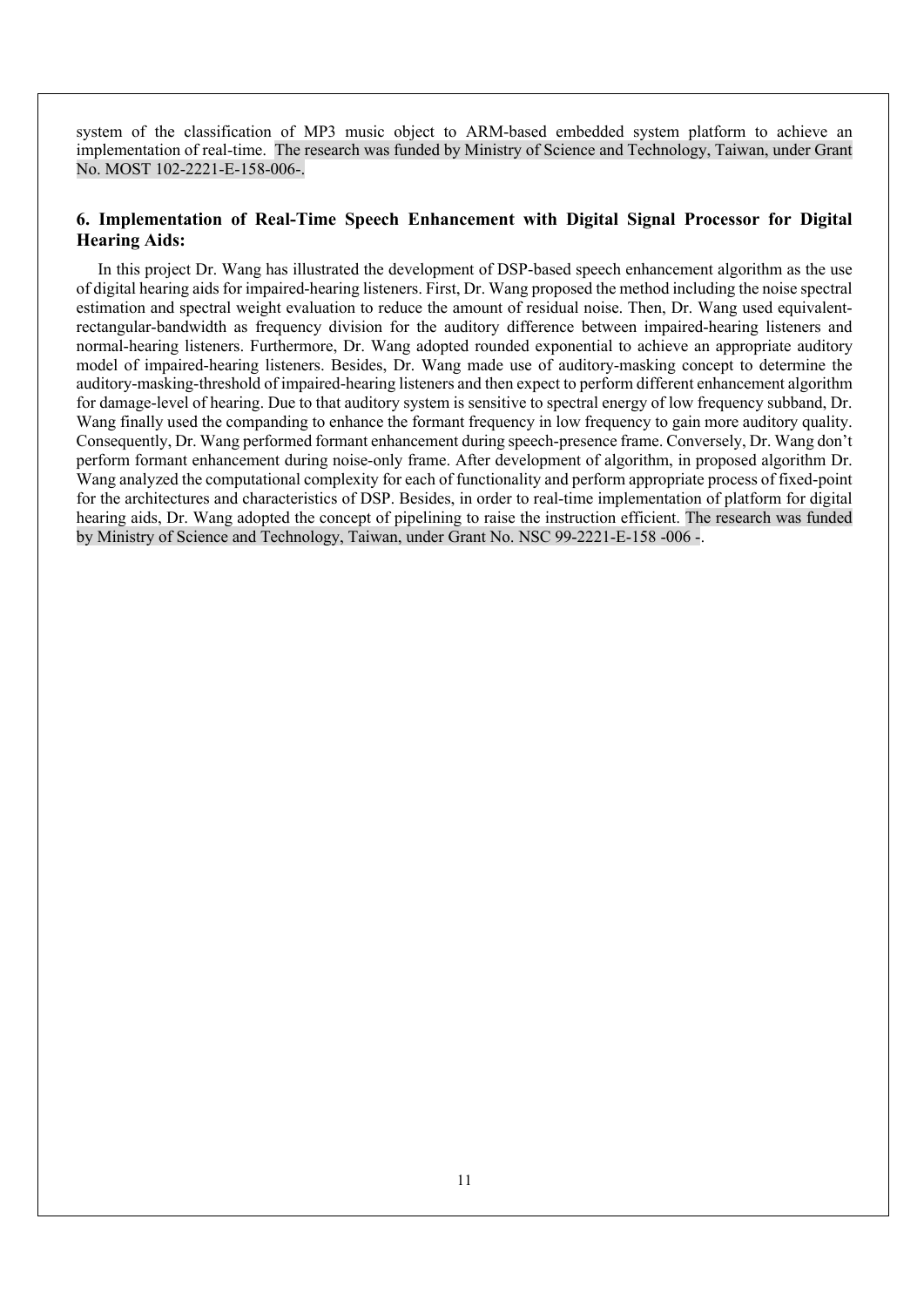system of the classification of MP3 music object to ARM-based embedded system platform to achieve an implementation of real-time. The research was funded by Ministry of Science and Technology, Taiwan, under Grant No. MOST 102-2221-E-158-006-.

### 6. Implementation of Real-Time Speech Enhancement with Digital Signal Processor for Digital Hearing Aids:

In this project Dr. Wang has illustrated the development of DSP-based speech enhancement algorithm as the use of digital hearing aids for impaired-hearing listeners. First, Dr. Wang proposed the method including the noise spectral estimation and spectral weight evaluation to reduce the amount of residual noise. Then, Dr. Wang used equivalent-rectangular-bandwidth as frequency division for the auditory difference between impaired-hearing listeners and normal-hearing listeners. Furthermore, Dr. Wang adopted rounded exponential to achieve an appropriate auditory model of impaired-hearing listeners. Besides, Dr. Wang made use of auditory-masking concept to determine the auditory-masking-threshold of impaired-hearing listeners and then expect to perform different enhancement algorithm for damage-level of hearing. Due to that auditory system is sensitive to spectral energy of low frequency subband, Dr. Wang finally used the companding to enhance the formant frequency in low frequency to gain more auditory quality. Consequently, Dr. Wang performed formant enhancement during speech-presence frame. Conversely, Dr. Wang don't perform formant enhancement during noise-only frame. After development of algorithm, in proposed algorithm Dr. Wang analyzed the computational complexity for each of functionality and perform appropriate process of fixed-point for the architectures and characteristics of DSP. Besides, in order to real-time implementation of platform for digital hearing aids, Dr. Wang adopted the concept of pipelining to raise the instruction efficient. The research was funded by Ministry of Science and Technology, Taiwan, under Grant No. NSC 99-2221-E-158 -006 -.